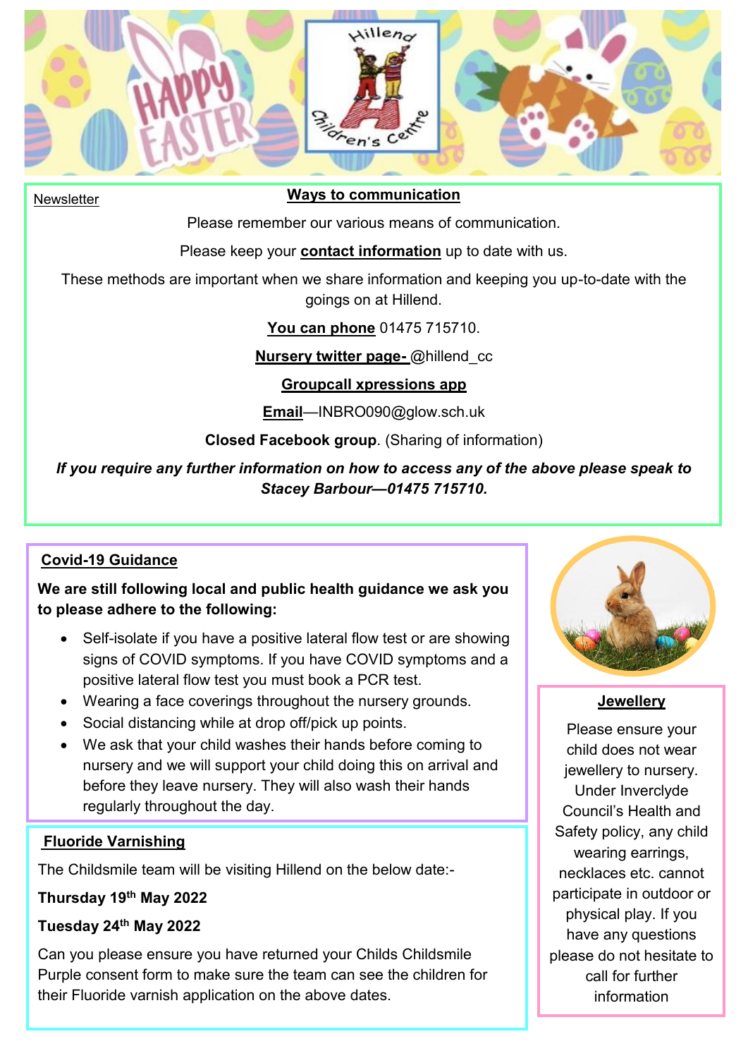Newsletter

## Ways to communication

Please remember our various means of communication.

Please keep your **contact information** up to date with us.

These methods are important when we share information and keeping you up-to-date with the goings on at Hillend.

**You can phone** 01475 715710.

**Nursery twitter page-** @hillend_cc

**Groupcall xpressions app**

**Email**—INBRO090@glow.sch.uk

**Closed Facebook group**. (Sharing of information)

***If you require any further information on how to access any of the above please speak to Stacey Barbour—01475 715710.***

## Covid-19 Guidance

**We are still following local and public health guidance we ask you to please adhere to the following:**

- Self-isolate if you have a positive lateral flow test or are showing signs of COVID symptoms. If you have COVID symptoms and a positive lateral flow test you must book a PCR test.
- Wearing a face coverings throughout the nursery grounds.
- Social distancing while at drop off/pick up points.
- We ask that your child washes their hands before coming to nursery and we will support your child doing this on arrival and before they leave nursery. They will also wash their hands regularly throughout the day.

## Fluoride Varnishing

The Childsmile team will be visiting Hillend on the below date:-

**Thursday 19th May 2022**

**Tuesday 24th May 2022**

Can you please ensure you have returned your Childs Childsmile Purple consent form to make sure the team can see the children for their Fluoride varnish application on the above dates.

## Jewellery

Please ensure your child does not wear jewellery to nursery. Under Inverclyde Council's Health and Safety policy, any child wearing earrings, necklaces etc. cannot participate in outdoor or physical play. If you have any questions please do not hesitate to call for further information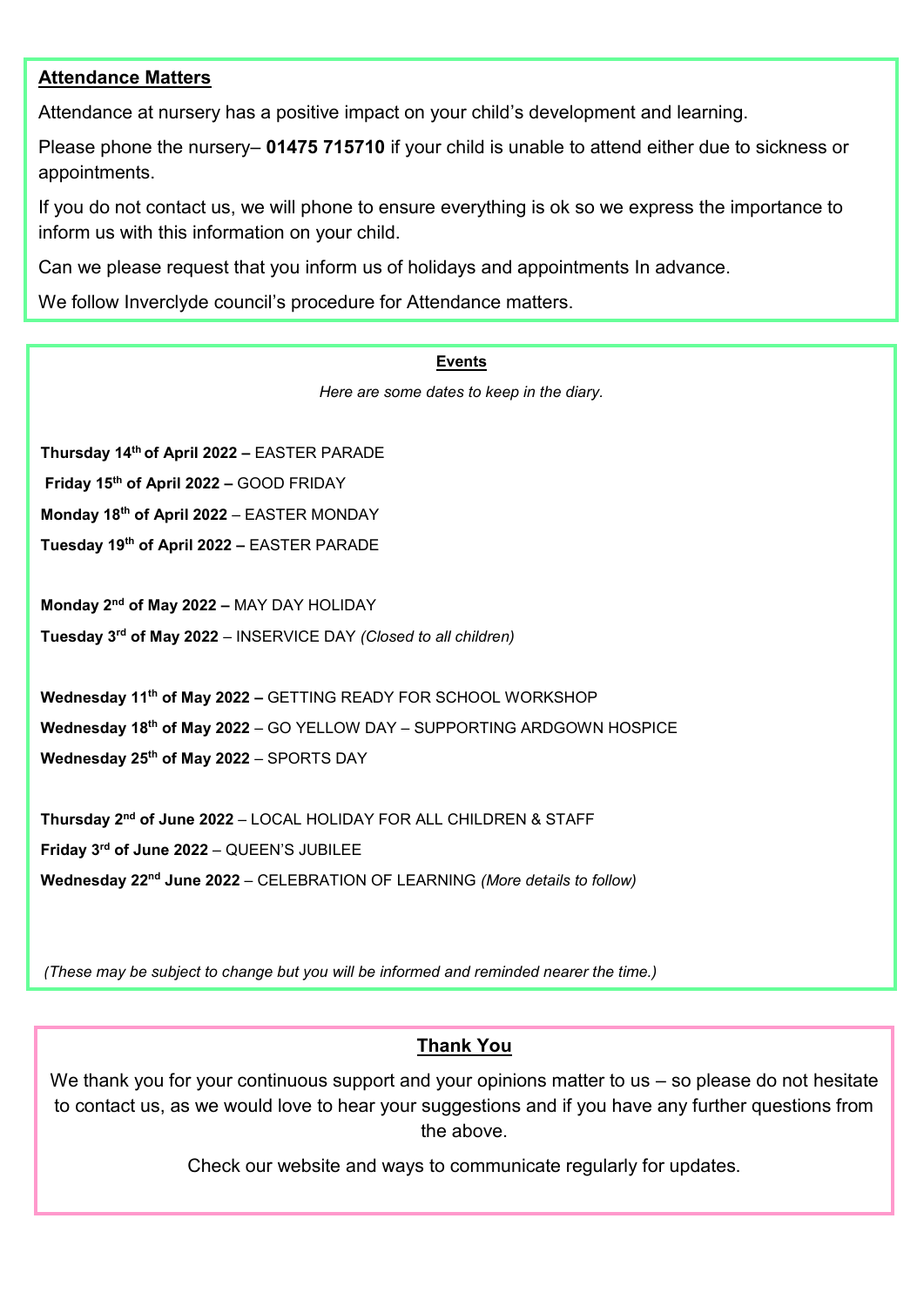## Attendance Matters

Attendance at nursery has a positive impact on your child's development and learning.

Please phone the nursery– **01475 715710** if your child is unable to attend either due to sickness or appointments.

If you do not contact us, we will phone to ensure everything is ok so we express the importance to inform us with this information on your child.

Can we please request that you inform us of holidays and appointments In advance.

We follow Inverclyde council's procedure for Attendance matters.

## Events

*Here are some dates to keep in the diary.*

**Thursday 14th of April 2022 –** EASTER PARADE

**Friday 15th of April 2022 –** GOOD FRIDAY

**Monday 18th of April 2022** – EASTER MONDAY

**Tuesday 19th of April 2022 –** EASTER PARADE

**Monday 2nd of May 2022 –** MAY DAY HOLIDAY

**Tuesday 3rd of May 2022** – INSERVICE DAY *(Closed to all children)*

**Wednesday 11th of May 2022 –** GETTING READY FOR SCHOOL WORKSHOP

**Wednesday 18th of May 2022** – GO YELLOW DAY – SUPPORTING ARDGOWN HOSPICE

**Wednesday 25th of May 2022** – SPORTS DAY

**Thursday 2nd of June 2022** – LOCAL HOLIDAY FOR ALL CHILDREN & STAFF

**Friday 3rd of June 2022** – QUEEN'S JUBILEE

**Wednesday 22nd June 2022** – CELEBRATION OF LEARNING *(More details to follow)*

*(These may be subject to change but you will be informed and reminded nearer the time.)*

## Thank You

We thank you for your continuous support and your opinions matter to us – so please do not hesitate to contact us, as we would love to hear your suggestions and if you have any further questions from the above.

Check our website and ways to communicate regularly for updates.